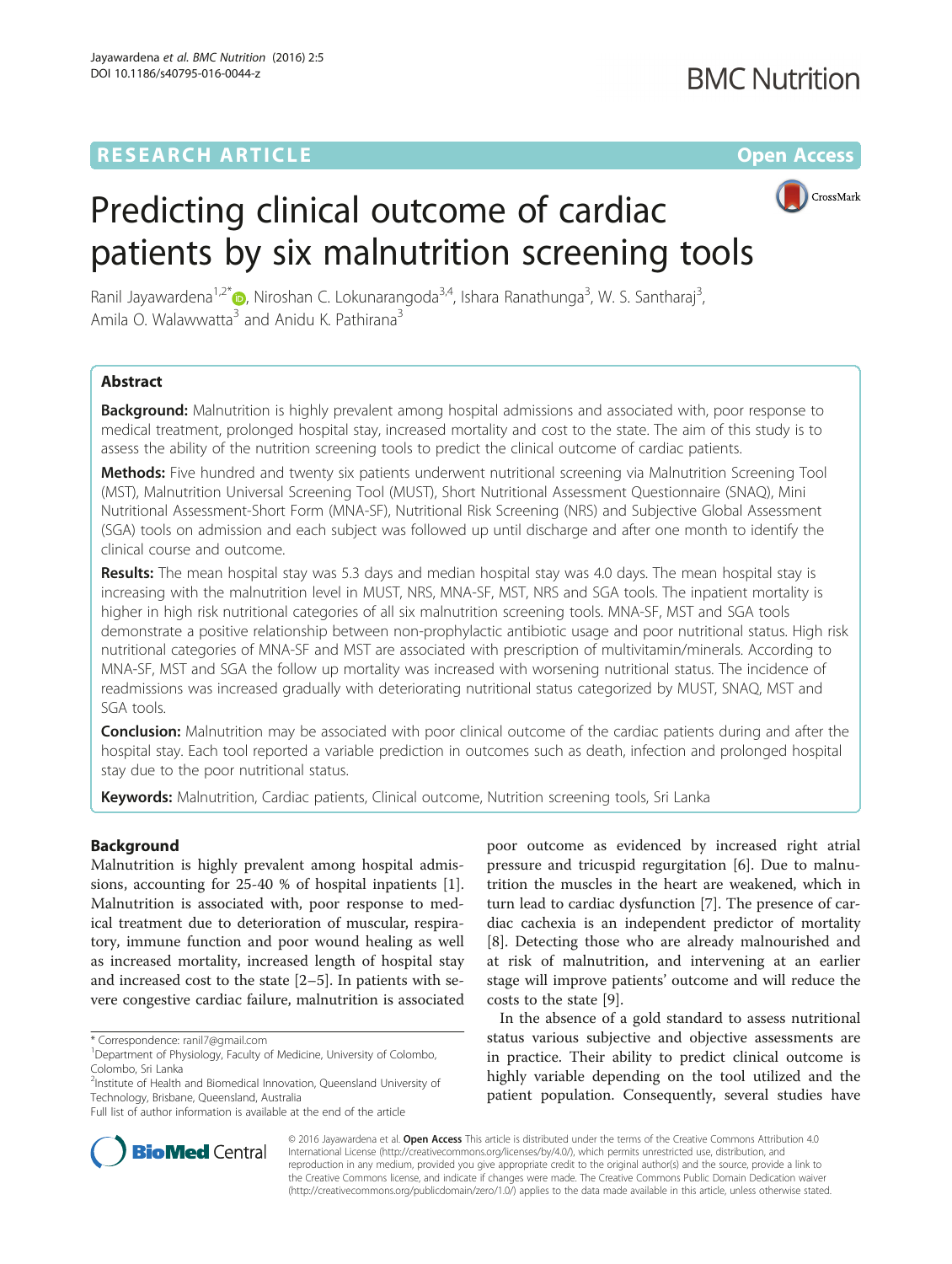RESEARCH ARTICLE

Open Access

# Predicting clinical outcome of cardiac patients by six malnutrition screening tools

Ranil Jayawardena[1,2*], Niroshan C. Lokunarangoda[3,4], Ishara Ranathunga[3], W. S. Santharaj[3], Amila O. Walawwatta[3] and Anidu K. Pathirana[3]

## Abstract

**Background:** Malnutrition is highly prevalent among hospital admissions and associated with, poor response to medical treatment, prolonged hospital stay, increased mortality and cost to the state. The aim of this study is to assess the ability of the nutrition screening tools to predict the clinical outcome of cardiac patients.

**Methods:** Five hundred and twenty six patients underwent nutritional screening via Malnutrition Screening Tool (MST), Malnutrition Universal Screening Tool (MUST), Short Nutritional Assessment Questionnaire (SNAQ), Mini Nutritional Assessment-Short Form (MNA-SF), Nutritional Risk Screening (NRS) and Subjective Global Assessment (SGA) tools on admission and each subject was followed up until discharge and after one month to identify the clinical course and outcome.

**Results:** The mean hospital stay was 5.3 days and median hospital stay was 4.0 days. The mean hospital stay is increasing with the malnutrition level in MUST, NRS, MNA-SF, MST, NRS and SGA tools. The inpatient mortality is higher in high risk nutritional categories of all six malnutrition screening tools. MNA-SF, MST and SGA tools demonstrate a positive relationship between non-prophylactic antibiotic usage and poor nutritional status. High risk nutritional categories of MNA-SF and MST are associated with prescription of multivitamin/minerals. According to MNA-SF, MST and SGA the follow up mortality was increased with worsening nutritional status. The incidence of readmissions was increased gradually with deteriorating nutritional status categorized by MUST, SNAQ, MST and SGA tools.

**Conclusion:** Malnutrition may be associated with poor clinical outcome of the cardiac patients during and after the hospital stay. Each tool reported a variable prediction in outcomes such as death, infection and prolonged hospital stay due to the poor nutritional status.

**Keywords:** Malnutrition, Cardiac patients, Clinical outcome, Nutrition screening tools, Sri Lanka

## Background

Malnutrition is highly prevalent among hospital admissions, accounting for 25-40 % of hospital inpatients [1]. Malnutrition is associated with, poor response to medical treatment due to deterioration of muscular, respiratory, immune function and poor wound healing as well as increased mortality, increased length of hospital stay and increased cost to the state [2–5]. In patients with severe congestive cardiac failure, malnutrition is associated poor outcome as evidenced by increased right atrial pressure and tricuspid regurgitation [6]. Due to malnutrition the muscles in the heart are weakened, which in turn lead to cardiac dysfunction [7]. The presence of cardiac cachexia is an independent predictor of mortality [8]. Detecting those who are already malnourished and at risk of malnutrition, and intervening at an earlier stage will improve patients' outcome and will reduce the costs to the state [9].

In the absence of a gold standard to assess nutritional status various subjective and objective assessments are in practice. Their ability to predict clinical outcome is highly variable depending on the tool utilized and the patient population. Consequently, several studies have

\* Correspondence: ranil7@gmail.com
[1]Department of Physiology, Faculty of Medicine, University of Colombo, Colombo, Sri Lanka
[2]Institute of Health and Biomedical Innovation, Queensland University of Technology, Brisbane, Queensland, Australia
Full list of author information is available at the end of the article

© 2016 Jayawardena et al. **Open Access** This article is distributed under the terms of the Creative Commons Attribution 4.0 International License (http://creativecommons.org/licenses/by/4.0/), which permits unrestricted use, distribution, and reproduction in any medium, provided you give appropriate credit to the original author(s) and the source, provide a link to the Creative Commons license, and indicate if changes were made. The Creative Commons Public Domain Dedication waiver (http://creativecommons.org/publicdomain/zero/1.0/) applies to the data made available in this article, unless otherwise stated.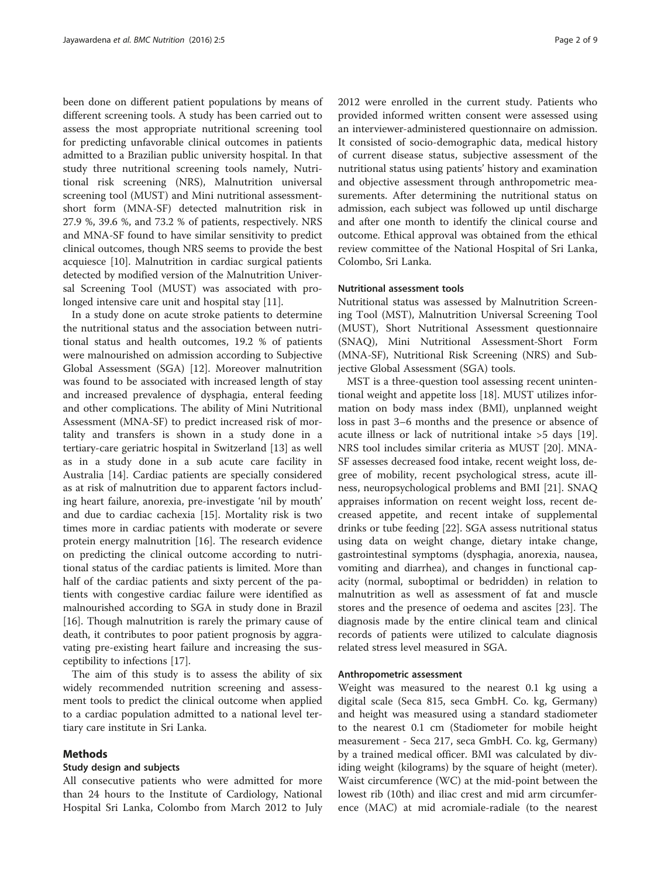been done on different patient populations by means of different screening tools. A study has been carried out to assess the most appropriate nutritional screening tool for predicting unfavorable clinical outcomes in patients admitted to a Brazilian public university hospital. In that study three nutritional screening tools namely, Nutritional risk screening (NRS), Malnutrition universal screening tool (MUST) and Mini nutritional assessment-short form (MNA-SF) detected malnutrition risk in 27.9 %, 39.6 %, and 73.2 % of patients, respectively. NRS and MNA-SF found to have similar sensitivity to predict clinical outcomes, though NRS seems to provide the best acquiesce [10]. Malnutrition in cardiac surgical patients detected by modified version of the Malnutrition Universal Screening Tool (MUST) was associated with prolonged intensive care unit and hospital stay [11].

In a study done on acute stroke patients to determine the nutritional status and the association between nutritional status and health outcomes, 19.2 % of patients were malnourished on admission according to Subjective Global Assessment (SGA) [12]. Moreover malnutrition was found to be associated with increased length of stay and increased prevalence of dysphagia, enteral feeding and other complications. The ability of Mini Nutritional Assessment (MNA-SF) to predict increased risk of mortality and transfers is shown in a study done in a tertiary-care geriatric hospital in Switzerland [13] as well as in a study done in a sub acute care facility in Australia [14]. Cardiac patients are specially considered as at risk of malnutrition due to apparent factors including heart failure, anorexia, pre-investigate 'nil by mouth' and due to cardiac cachexia [15]. Mortality risk is two times more in cardiac patients with moderate or severe protein energy malnutrition [16]. The research evidence on predicting the clinical outcome according to nutritional status of the cardiac patients is limited. More than half of the cardiac patients and sixty percent of the patients with congestive cardiac failure were identified as malnourished according to SGA in study done in Brazil [16]. Though malnutrition is rarely the primary cause of death, it contributes to poor patient prognosis by aggravating pre-existing heart failure and increasing the susceptibility to infections [17].

The aim of this study is to assess the ability of six widely recommended nutrition screening and assessment tools to predict the clinical outcome when applied to a cardiac population admitted to a national level tertiary care institute in Sri Lanka.

## Methods

### Study design and subjects

All consecutive patients who were admitted for more than 24 hours to the Institute of Cardiology, National Hospital Sri Lanka, Colombo from March 2012 to July 2012 were enrolled in the current study. Patients who provided informed written consent were assessed using an interviewer-administered questionnaire on admission. It consisted of socio-demographic data, medical history of current disease status, subjective assessment of the nutritional status using patients' history and examination and objective assessment through anthropometric measurements. After determining the nutritional status on admission, each subject was followed up until discharge and after one month to identify the clinical course and outcome. Ethical approval was obtained from the ethical review committee of the National Hospital of Sri Lanka, Colombo, Sri Lanka.

### Nutritional assessment tools

Nutritional status was assessed by Malnutrition Screening Tool (MST), Malnutrition Universal Screening Tool (MUST), Short Nutritional Assessment questionnaire (SNAQ), Mini Nutritional Assessment-Short Form (MNA-SF), Nutritional Risk Screening (NRS) and Subjective Global Assessment (SGA) tools.

MST is a three-question tool assessing recent unintentional weight and appetite loss [18]. MUST utilizes information on body mass index (BMI), unplanned weight loss in past 3–6 months and the presence or absence of acute illness or lack of nutritional intake >5 days [19]. NRS tool includes similar criteria as MUST [20]. MNA-SF assesses decreased food intake, recent weight loss, degree of mobility, recent psychological stress, acute illness, neuropsychological problems and BMI [21]. SNAQ appraises information on recent weight loss, recent decreased appetite, and recent intake of supplemental drinks or tube feeding [22]. SGA assess nutritional status using data on weight change, dietary intake change, gastrointestinal symptoms (dysphagia, anorexia, nausea, vomiting and diarrhea), and changes in functional capacity (normal, suboptimal or bedridden) in relation to malnutrition as well as assessment of fat and muscle stores and the presence of oedema and ascites [23]. The diagnosis made by the entire clinical team and clinical records of patients were utilized to calculate diagnosis related stress level measured in SGA.

### Anthropometric assessment

Weight was measured to the nearest 0.1 kg using a digital scale (Seca 815, seca GmbH. Co. kg, Germany) and height was measured using a standard stadiometer to the nearest 0.1 cm (Stadiometer for mobile height measurement - Seca 217, seca GmbH. Co. kg, Germany) by a trained medical officer. BMI was calculated by dividing weight (kilograms) by the square of height (meter). Waist circumference (WC) at the mid-point between the lowest rib (10th) and iliac crest and mid arm circumference (MAC) at mid acromiale-radiale (to the nearest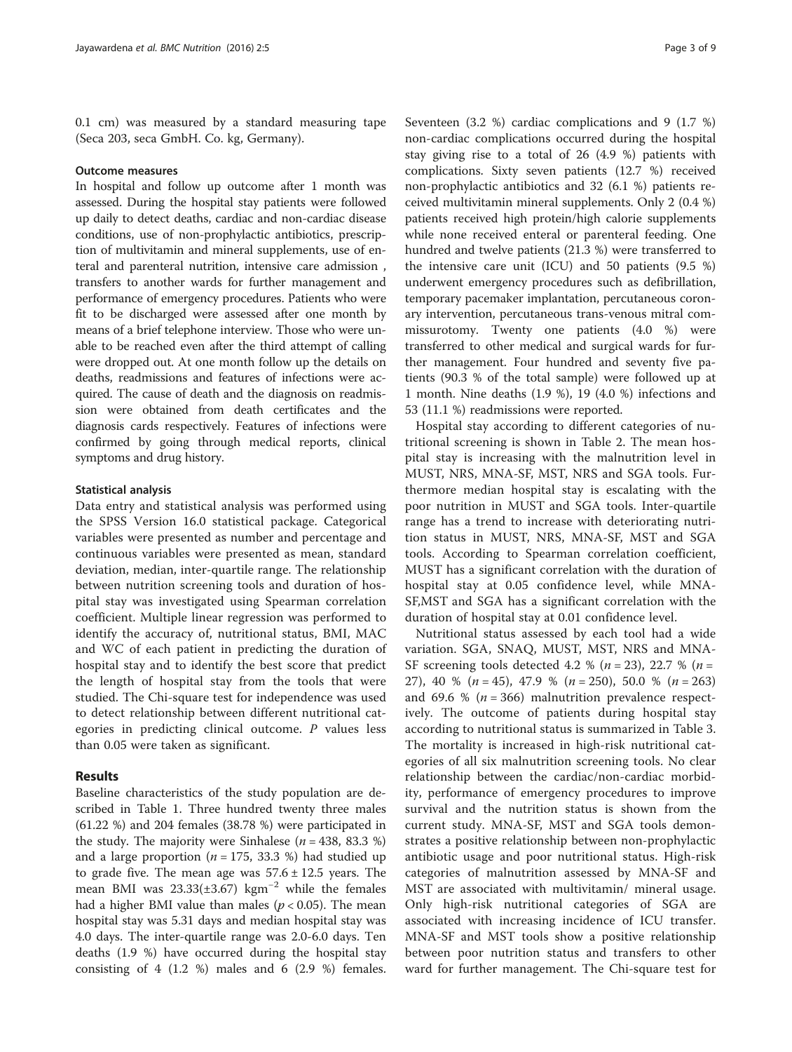0.1 cm) was measured by a standard measuring tape (Seca 203, seca GmbH. Co. kg, Germany).

#### Outcome measures

In hospital and follow up outcome after 1 month was assessed. During the hospital stay patients were followed up daily to detect deaths, cardiac and non-cardiac disease conditions, use of non-prophylactic antibiotics, prescription of multivitamin and mineral supplements, use of enteral and parenteral nutrition, intensive care admission , transfers to another wards for further management and performance of emergency procedures. Patients who were fit to be discharged were assessed after one month by means of a brief telephone interview. Those who were unable to be reached even after the third attempt of calling were dropped out. At one month follow up the details on deaths, readmissions and features of infections were acquired. The cause of death and the diagnosis on readmission were obtained from death certificates and the diagnosis cards respectively. Features of infections were confirmed by going through medical reports, clinical symptoms and drug history.

#### Statistical analysis

Data entry and statistical analysis was performed using the SPSS Version 16.0 statistical package. Categorical variables were presented as number and percentage and continuous variables were presented as mean, standard deviation, median, inter-quartile range. The relationship between nutrition screening tools and duration of hospital stay was investigated using Spearman correlation coefficient. Multiple linear regression was performed to identify the accuracy of, nutritional status, BMI, MAC and WC of each patient in predicting the duration of hospital stay and to identify the best score that predict the length of hospital stay from the tools that were studied. The Chi-square test for independence was used to detect relationship between different nutritional categories in predicting clinical outcome. *P* values less than 0.05 were taken as significant.

## Results

Baseline characteristics of the study population are described in Table 1. Three hundred twenty three males (61.22 %) and 204 females (38.78 %) were participated in the study. The majority were Sinhalese ($n = 438$, 83.3 %) and a large proportion ($n = 175$, 33.3 %) had studied up to grade five. The mean age was $57.6 \pm 12.5$ years. The mean BMI was 23.33($\pm$3.67) $\text{kgm}^{-2}$ while the females had a higher BMI value than males ($p < 0.05$). The mean hospital stay was 5.31 days and median hospital stay was 4.0 days. The inter-quartile range was 2.0-6.0 days. Ten deaths (1.9 %) have occurred during the hospital stay consisting of 4 (1.2 %) males and 6 (2.9 %) females. Seventeen (3.2 %) cardiac complications and 9 (1.7 %) non-cardiac complications occurred during the hospital stay giving rise to a total of 26 (4.9 %) patients with complications. Sixty seven patients (12.7 %) received non-prophylactic antibiotics and 32 (6.1 %) patients received multivitamin mineral supplements. Only 2 (0.4 %) patients received high protein/high calorie supplements while none received enteral or parenteral feeding. One hundred and twelve patients (21.3 %) were transferred to the intensive care unit (ICU) and 50 patients (9.5 %) underwent emergency procedures such as defibrillation, temporary pacemaker implantation, percutaneous coronary intervention, percutaneous trans-venous mitral commissurotomy. Twenty one patients (4.0 %) were transferred to other medical and surgical wards for further management. Four hundred and seventy five patients (90.3 % of the total sample) were followed up at 1 month. Nine deaths (1.9 %), 19 (4.0 %) infections and 53 (11.1 %) readmissions were reported.

Hospital stay according to different categories of nutritional screening is shown in Table 2. The mean hospital stay is increasing with the malnutrition level in MUST, NRS, MNA-SF, MST, NRS and SGA tools. Furthermore median hospital stay is escalating with the poor nutrition in MUST and SGA tools. Inter-quartile range has a trend to increase with deteriorating nutrition status in MUST, NRS, MNA-SF, MST and SGA tools. According to Spearman correlation coefficient, MUST has a significant correlation with the duration of hospital stay at 0.05 confidence level, while MNA-SF,MST and SGA has a significant correlation with the duration of hospital stay at 0.01 confidence level.

Nutritional status assessed by each tool had a wide variation. SGA, SNAQ, MUST, MST, NRS and MNA-SF screening tools detected 4.2 % ($n = 23$), 22.7 % ($n = 27$), 40 % ($n = 45$), 47.9 % ($n = 250$), 50.0 % ($n = 263$) and 69.6 % ($n = 366$) malnutrition prevalence respectively. The outcome of patients during hospital stay according to nutritional status is summarized in Table 3. The mortality is increased in high-risk nutritional categories of all six malnutrition screening tools. No clear relationship between the cardiac/non-cardiac morbidity, performance of emergency procedures to improve survival and the nutrition status is shown from the current study. MNA-SF, MST and SGA tools demonstrates a positive relationship between non-prophylactic antibiotic usage and poor nutritional status. High-risk categories of malnutrition assessed by MNA-SF and MST are associated with multivitamin/ mineral usage. Only high-risk nutritional categories of SGA are associated with increasing incidence of ICU transfer. MNA-SF and MST tools show a positive relationship between poor nutrition status and transfers to other ward for further management. The Chi-square test for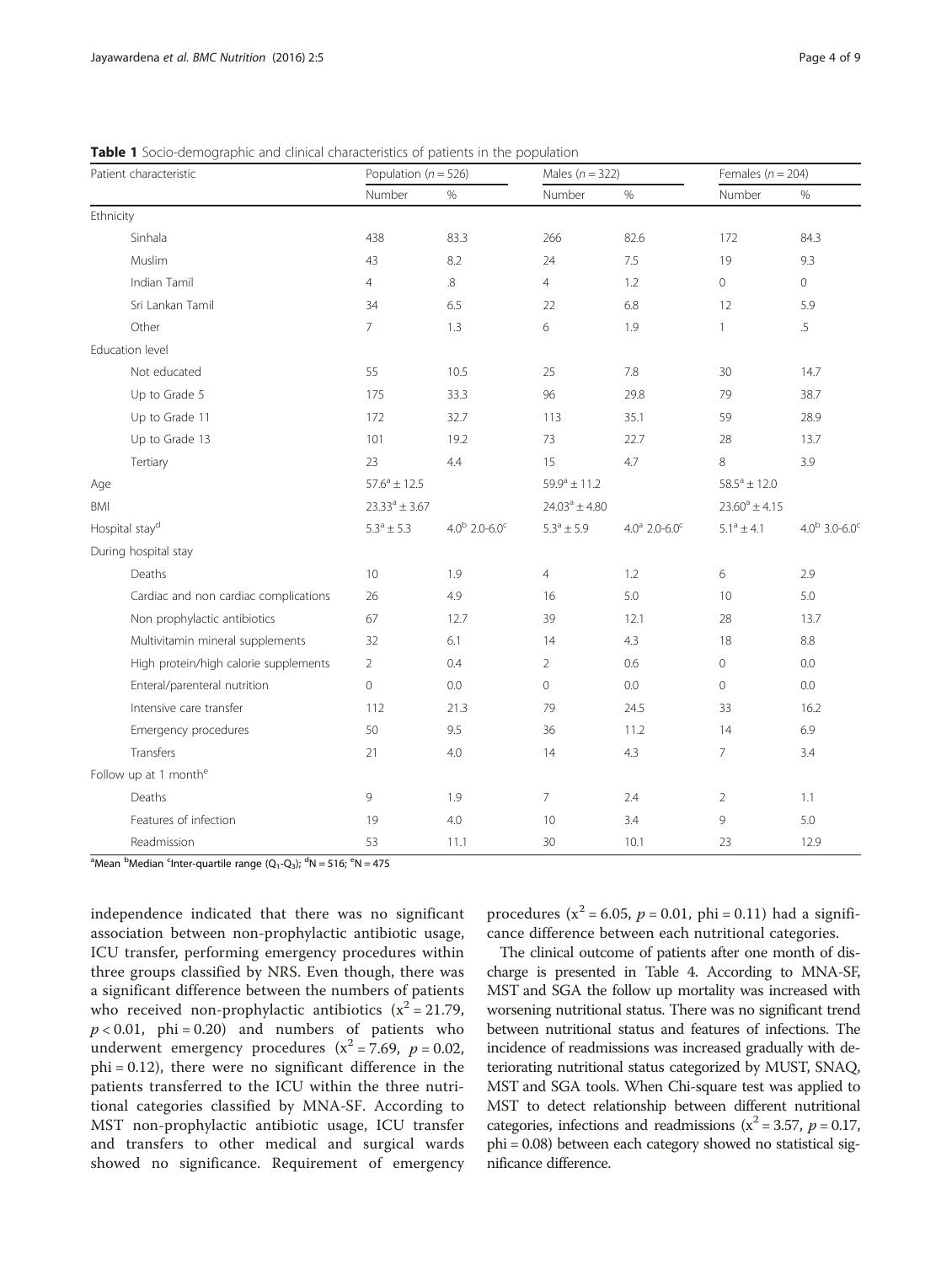**Table 1** Socio-demographic and clinical characteristics of patients in the population

| Patient characteristic | Population ($n = 526$) | | Males ($n = 322$) | | Females ($n = 204$) | |
|---|---|---|---|---|---|---|
| | Number | % | Number | % | Number | % |
| Ethnicity | | | | | | |
| Sinhala | 438 | 83.3 | 266 | 82.6 | 172 | 84.3 |
| Muslim | 43 | 8.2 | 24 | 7.5 | 19 | 9.3 |
| Indian Tamil | 4 | .8 | 4 | 1.2 | 0 | 0 |
| Sri Lankan Tamil | 34 | 6.5 | 22 | 6.8 | 12 | 5.9 |
| Other | 7 | 1.3 | 6 | 1.9 | 1 | .5 |
| Education level | | | | | | |
| Not educated | 55 | 10.5 | 25 | 7.8 | 30 | 14.7 |
| Up to Grade 5 | 175 | 33.3 | 96 | 29.8 | 79 | 38.7 |
| Up to Grade 11 | 172 | 32.7 | 113 | 35.1 | 59 | 28.9 |
| Up to Grade 13 | 101 | 19.2 | 73 | 22.7 | 28 | 13.7 |
| Tertiary | 23 | 4.4 | 15 | 4.7 | 8 | 3.9 |
| Age | 57.6[a] ± 12.5 | | 59.9[a] ± 11.2 | | 58.5[a] ± 12.0 | |
| BMI | 23.33[a] ± 3.67 | | 24.03[a] ± 4.80 | | 23.60[a] ± 4.15 | |
| Hospital stay[d] | 5.3[a] ± 5.3 | 4.0[b] 2.0-6.0[c] | 5.3[a] ± 5.9 | 4.0[a] 2.0-6.0[c] | 5.1[a] ± 4.1 | 4.0[b] 3.0-6.0[c] |
| During hospital stay | | | | | | |
| Deaths | 10 | 1.9 | 4 | 1.2 | 6 | 2.9 |
| Cardiac and non cardiac complications | 26 | 4.9 | 16 | 5.0 | 10 | 5.0 |
| Non prophylactic antibiotics | 67 | 12.7 | 39 | 12.1 | 28 | 13.7 |
| Multivitamin mineral supplements | 32 | 6.1 | 14 | 4.3 | 18 | 8.8 |
| High protein/high calorie supplements | 2 | 0.4 | 2 | 0.6 | 0 | 0.0 |
| Enteral/parenteral nutrition | 0 | 0.0 | 0 | 0.0 | 0 | 0.0 |
| Intensive care transfer | 112 | 21.3 | 79 | 24.5 | 33 | 16.2 |
| Emergency procedures | 50 | 9.5 | 36 | 11.2 | 14 | 6.9 |
| Transfers | 21 | 4.0 | 14 | 4.3 | 7 | 3.4 |
| Follow up at 1 month[e] | | | | | | |
| Deaths | 9 | 1.9 | 7 | 2.4 | 2 | 1.1 |
| Features of infection | 19 | 4.0 | 10 | 3.4 | 9 | 5.0 |
| Readmission | 53 | 11.1 | 30 | 10.1 | 23 | 12.9 |

[a]Mean [b]Median [c]Inter-quartile range ($Q_1$-$Q_3$); [d]N = 516; [e]N = 475

independence indicated that there was no significant association between non-prophylactic antibiotic usage, ICU transfer, performing emergency procedures within three groups classified by NRS. Even though, there was a significant difference between the numbers of patients who received non-prophylactic antibiotics ($x^2 = 21.79$, $p < 0.01$, phi = 0.20) and numbers of patients who underwent emergency procedures ($x^2 = 7.69$, $p = 0.02$, phi = 0.12), there were no significant difference in the patients transferred to the ICU within the three nutritional categories classified by MNA-SF. According to MST non-prophylactic antibiotic usage, ICU transfer and transfers to other medical and surgical wards showed no significance. Requirement of emergency procedures ($x^2 = 6.05$, $p = 0.01$, phi = 0.11) had a significance difference between each nutritional categories.

The clinical outcome of patients after one month of discharge is presented in Table 4. According to MNA-SF, MST and SGA the follow up mortality was increased with worsening nutritional status. There was no significant trend between nutritional status and features of infections. The incidence of readmissions was increased gradually with deteriorating nutritional status categorized by MUST, SNAQ, MST and SGA tools. When Chi-square test was applied to MST to detect relationship between different nutritional categories, infections and readmissions ($x^2 = 3.57$, $p = 0.17$, phi = 0.08) between each category showed no statistical significance difference.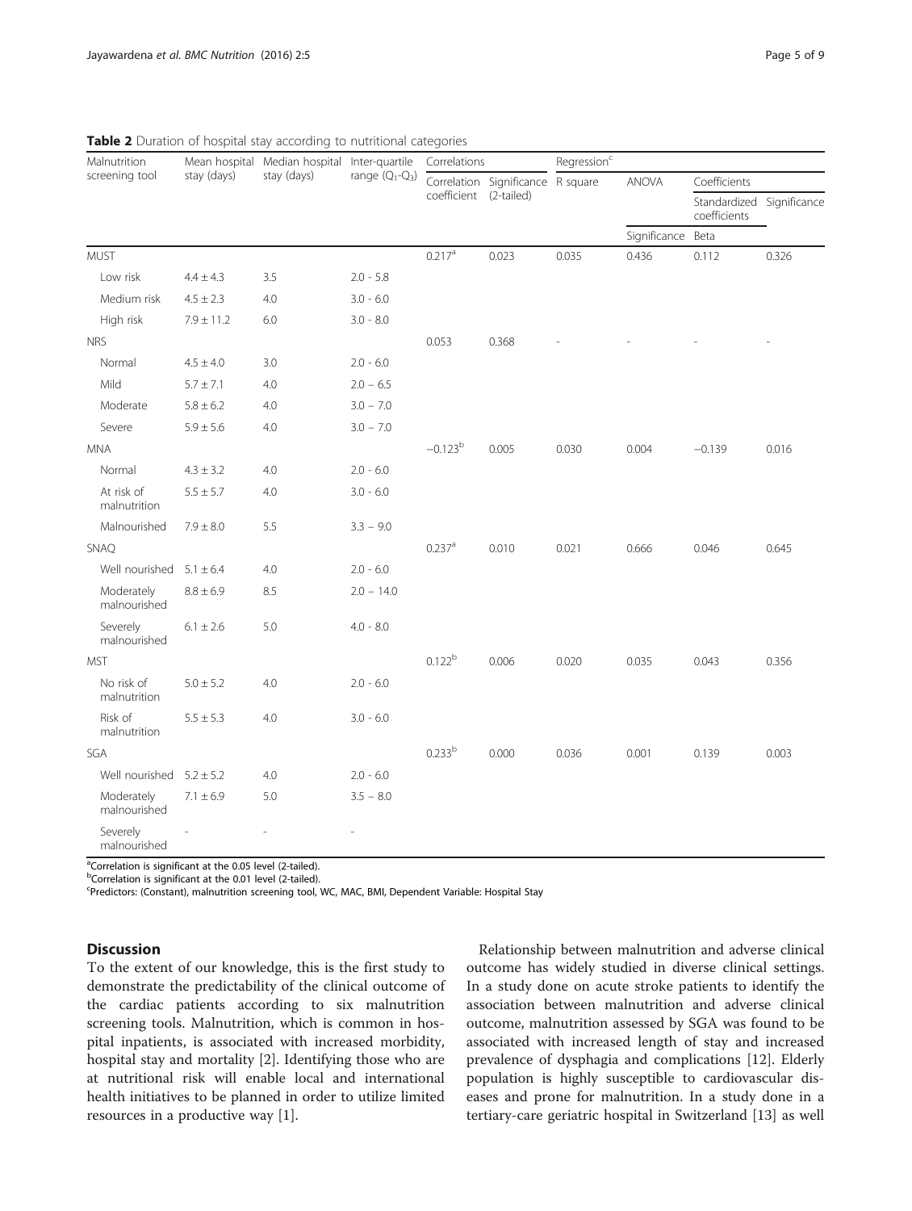**Table 2** Duration of hospital stay according to nutritional categories

| Malnutrition screening tool | Mean hospital stay (days) | Median hospital stay (days) | Inter-quartile range ($Q_1$-$Q_3$) | Correlations | | Regression[c] | | | |
|---|---|---|---|---|---|---|---|---|---|
| | | | | Correlation coefficient | Significance (2-tailed) | R square | ANOVA | Coefficients | |
| | | | | | | | | Standardized coefficients | Significance |
| | | | | | | | Significance | Beta | |
| MUST | | | | 0.217[a] | 0.023 | 0.035 | 0.436 | 0.112 | 0.326 |
| Low risk | 4.4 ± 4.3 | 3.5 | 2.0 - 5.8 | | | | | | |
| Medium risk | 4.5 ± 2.3 | 4.0 | 3.0 - 6.0 | | | | | | |
| High risk | 7.9 ± 11.2 | 6.0 | 3.0 - 8.0 | | | | | | |
| NRS | | | | 0.053 | 0.368 | - | - | - | - |
| Normal | 4.5 ± 4.0 | 3.0 | 2.0 - 6.0 | | | | | | |
| Mild | 5.7 ± 7.1 | 4.0 | 2.0 – 6.5 | | | | | | |
| Moderate | 5.8 ± 6.2 | 4.0 | 3.0 – 7.0 | | | | | | |
| Severe | 5.9 ± 5.6 | 4.0 | 3.0 – 7.0 | | | | | | |
| MNA | | | | −0.123[b] | 0.005 | 0.030 | 0.004 | −0.139 | 0.016 |
| Normal | 4.3 ± 3.2 | 4.0 | 2.0 - 6.0 | | | | | | |
| At risk of malnutrition | 5.5 ± 5.7 | 4.0 | 3.0 - 6.0 | | | | | | |
| Malnourished | 7.9 ± 8.0 | 5.5 | 3.3 – 9.0 | | | | | | |
| SNAQ | | | | 0.237[a] | 0.010 | 0.021 | 0.666 | 0.046 | 0.645 |
| Well nourished | 5.1 ± 6.4 | 4.0 | 2.0 - 6.0 | | | | | | |
| Moderately malnourished | 8.8 ± 6.9 | 8.5 | 2.0 – 14.0 | | | | | | |
| Severely malnourished | 6.1 ± 2.6 | 5.0 | 4.0 - 8.0 | | | | | | |
| MST | | | | 0.122[b] | 0.006 | 0.020 | 0.035 | 0.043 | 0.356 |
| No risk of malnutrition | 5.0 ± 5.2 | 4.0 | 2.0 - 6.0 | | | | | | |
| Risk of malnutrition | 5.5 ± 5.3 | 4.0 | 3.0 - 6.0 | | | | | | |
| SGA | | | | 0.233[b] | 0.000 | 0.036 | 0.001 | 0.139 | 0.003 |
| Well nourished | 5.2 ± 5.2 | 4.0 | 2.0 - 6.0 | | | | | | |
| Moderately malnourished | 7.1 ± 6.9 | 5.0 | 3.5 – 8.0 | | | | | | |
| Severely malnourished | - | - | - | | | | | | |

[a]Correlation is significant at the 0.05 level (2-tailed).
[b]Correlation is significant at the 0.01 level (2-tailed).
[c]Predictors: (Constant), malnutrition screening tool, WC, MAC, BMI, Dependent Variable: Hospital Stay

## Discussion

To the extent of our knowledge, this is the first study to demonstrate the predictability of the clinical outcome of the cardiac patients according to six malnutrition screening tools. Malnutrition, which is common in hospital inpatients, is associated with increased morbidity, hospital stay and mortality [2]. Identifying those who are at nutritional risk will enable local and international health initiatives to be planned in order to utilize limited resources in a productive way [1].

Relationship between malnutrition and adverse clinical outcome has widely studied in diverse clinical settings. In a study done on acute stroke patients to identify the association between malnutrition and adverse clinical outcome, malnutrition assessed by SGA was found to be associated with increased length of stay and increased prevalence of dysphagia and complications [12]. Elderly population is highly susceptible to cardiovascular diseases and prone for malnutrition. In a study done in a tertiary-care geriatric hospital in Switzerland [13] as well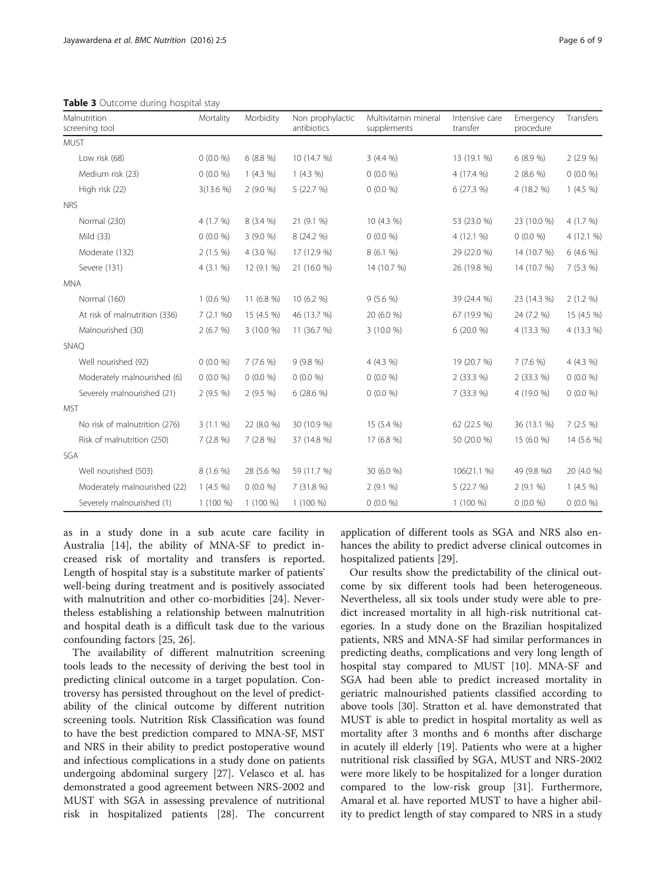**Table 3** Outcome during hospital stay

| Malnutrition screening tool | Mortality | Morbidity | Non prophylactic antibiotics | Multivitamin mineral supplements | Intensive care transfer | Emergency procedure | Transfers |
|---|---|---|---|---|---|---|---|
| MUST | | | | | | | |
| Low risk (68) | 0 (0.0 %) | 6 (8.8 %) | 10 (14.7 %) | 3 (4.4 %) | 13 (19.1 %) | 6 (8.9 %) | 2 (2.9 %) |
| Medium risk (23) | 0 (0.0 %) | 1 (4.3 %) | 1 (4.3 %) | 0 (0.0 %) | 4 (17.4 %) | 2 (8.6 %) | 0 (0.0 %) |
| High risk (22) | 3(13.6 %) | 2 (9.0 %) | 5 (22.7 %) | 0 (0.0 %) | 6 (27.3 %) | 4 (18.2 %) | 1 (4.5 %) |
| NRS | | | | | | | |
| Normal (230) | 4 (1.7 %) | 8 (3.4 %) | 21 (9.1 %) | 10 (4.3 %) | 53 (23.0 %) | 23 (10.0 %) | 4 (1.7 %) |
| Mild (33) | 0 (0.0 %) | 3 (9.0 %) | 8 (24.2 %) | 0 (0.0 %) | 4 (12.1 %) | 0 (0.0 %) | 4 (12.1 %) |
| Moderate (132) | 2 (1.5 %) | 4 (3.0 %) | 17 (12.9 %) | 8 (6.1 %) | 29 (22.0 %) | 14 (10.7 %) | 6 (4.6 %) |
| Severe (131) | 4 (3.1 %) | 12 (9.1 %) | 21 (16.0 %) | 14 (10.7 %) | 26 (19.8 %) | 14 (10.7 %) | 7 (5.3 %) |
| MNA | | | | | | | |
| Normal (160) | 1 (0.6 %) | 11 (6.8 %) | 10 (6.2 %) | 9 (5.6 %) | 39 (24.4 %) | 23 (14.3 %) | 2 (1.2 %) |
| At risk of malnutrition (336) | 7 (2.1 %0 | 15 (4.5 %) | 46 (13.7 %) | 20 (6.0 %) | 67 (19.9 %) | 24 (7.2 %) | 15 (4.5 %) |
| Malnourished (30) | 2 (6.7 %) | 3 (10.0 %) | 11 (36.7 %) | 3 (10.0 %) | 6 (20.0 %) | 4 (13.3 %) | 4 (13.3 %) |
| SNAQ | | | | | | | |
| Well nourished (92) | 0 (0.0 %) | 7 (7.6 %) | 9 (9.8 %) | 4 (4.3 %) | 19 (20.7 %) | 7 (7.6 %) | 4 (4.3 %) |
| Moderately malnourished (6) | 0 (0.0 %) | 0 (0.0 %) | 0 (0.0 %) | 0 (0.0 %) | 2 (33.3 %) | 2 (33.3 %) | 0 (0.0 %) |
| Severely malnourished (21) | 2 (9.5 %) | 2 (9.5 %) | 6 (28.6 %) | 0 (0.0 %) | 7 (33.3 %) | 4 (19.0 %) | 0 (0.0 %) |
| MST | | | | | | | |
| No risk of malnutrition (276) | 3 (1.1 %) | 22 (8.0 %) | 30 (10.9 %) | 15 (5.4 %) | 62 (22.5 %) | 36 (13.1 %) | 7 (2.5 %) |
| Risk of malnutrition (250) | 7 (2.8 %) | 7 (2.8 %) | 37 (14.8 %) | 17 (6.8 %) | 50 (20.0 %) | 15 (6.0 %) | 14 (5.6 %) |
| SGA | | | | | | | |
| Well nourished (503) | 8 (1.6 %) | 28 (5.6 %) | 59 (11.7 %) | 30 (6.0 %) | 106(21.1 %) | 49 (9.8 %0 | 20 (4.0 %) |
| Moderately malnourished (22) | 1 (4.5 %) | 0 (0.0 %) | 7 (31.8 %) | 2 (9.1 %) | 5 (22.7 %) | 2 (9.1 %) | 1 (4.5 %) |
| Severely malnourished (1) | 1 (100 %) | 1 (100 %) | 1 (100 %) | 0 (0.0 %) | 1 (100 %) | 0 (0.0 %) | 0 (0.0 %) |

as in a study done in a sub acute care facility in Australia [14], the ability of MNA-SF to predict increased risk of mortality and transfers is reported. Length of hospital stay is a substitute marker of patients' well-being during treatment and is positively associated with malnutrition and other co-morbidities [24]. Nevertheless establishing a relationship between malnutrition and hospital death is a difficult task due to the various confounding factors [25, 26].

The availability of different malnutrition screening tools leads to the necessity of deriving the best tool in predicting clinical outcome in a target population. Controversy has persisted throughout on the level of predictability of the clinical outcome by different nutrition screening tools. Nutrition Risk Classification was found to have the best prediction compared to MNA-SF, MST and NRS in their ability to predict postoperative wound and infectious complications in a study done on patients undergoing abdominal surgery [27]. Velasco et al. has demonstrated a good agreement between NRS-2002 and MUST with SGA in assessing prevalence of nutritional risk in hospitalized patients [28]. The concurrent application of different tools as SGA and NRS also enhances the ability to predict adverse clinical outcomes in hospitalized patients [29].

Our results show the predictability of the clinical outcome by six different tools had been heterogeneous. Nevertheless, all six tools under study were able to predict increased mortality in all high-risk nutritional categories. In a study done on the Brazilian hospitalized patients, NRS and MNA-SF had similar performances in predicting deaths, complications and very long length of hospital stay compared to MUST [10]. MNA-SF and SGA had been able to predict increased mortality in geriatric malnourished patients classified according to above tools [30]. Stratton et al. have demonstrated that MUST is able to predict in hospital mortality as well as mortality after 3 months and 6 months after discharge in acutely ill elderly [19]. Patients who were at a higher nutritional risk classified by SGA, MUST and NRS-2002 were more likely to be hospitalized for a longer duration compared to the low-risk group [31]. Furthermore, Amaral et al. have reported MUST to have a higher ability to predict length of stay compared to NRS in a study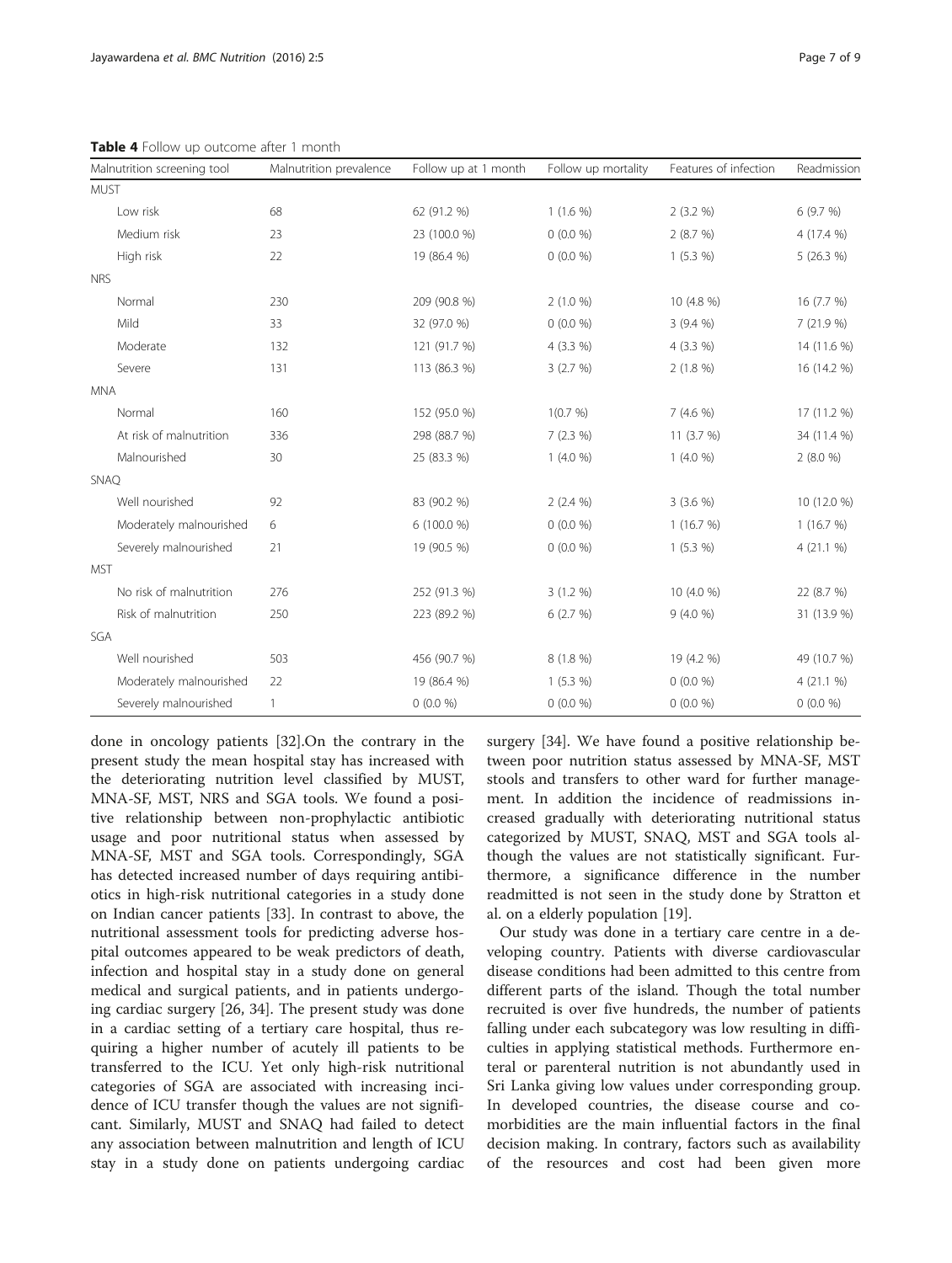**Table 4** Follow up outcome after 1 month

| Malnutrition screening tool | Malnutrition prevalence | Follow up at 1 month | Follow up mortality | Features of infection | Readmission |
|---|---|---|---|---|---|
| MUST | | | | | |
| Low risk | 68 | 62 (91.2 %) | 1 (1.6 %) | 2 (3.2 %) | 6 (9.7 %) |
| Medium risk | 23 | 23 (100.0 %) | 0 (0.0 %) | 2 (8.7 %) | 4 (17.4 %) |
| High risk | 22 | 19 (86.4 %) | 0 (0.0 %) | 1 (5.3 %) | 5 (26.3 %) |
| NRS | | | | | |
| Normal | 230 | 209 (90.8 %) | 2 (1.0 %) | 10 (4.8 %) | 16 (7.7 %) |
| Mild | 33 | 32 (97.0 %) | 0 (0.0 %) | 3 (9.4 %) | 7 (21.9 %) |
| Moderate | 132 | 121 (91.7 %) | 4 (3.3 %) | 4 (3.3 %) | 14 (11.6 %) |
| Severe | 131 | 113 (86.3 %) | 3 (2.7 %) | 2 (1.8 %) | 16 (14.2 %) |
| MNA | | | | | |
| Normal | 160 | 152 (95.0 %) | 1(0.7 %) | 7 (4.6 %) | 17 (11.2 %) |
| At risk of malnutrition | 336 | 298 (88.7 %) | 7 (2.3 %) | 11 (3.7 %) | 34 (11.4 %) |
| Malnourished | 30 | 25 (83.3 %) | 1 (4.0 %) | 1 (4.0 %) | 2 (8.0 %) |
| SNAQ | | | | | |
| Well nourished | 92 | 83 (90.2 %) | 2 (2.4 %) | 3 (3.6 %) | 10 (12.0 %) |
| Moderately malnourished | 6 | 6 (100.0 %) | 0 (0.0 %) | 1 (16.7 %) | 1 (16.7 %) |
| Severely malnourished | 21 | 19 (90.5 %) | 0 (0.0 %) | 1 (5.3 %) | 4 (21.1 %) |
| MST | | | | | |
| No risk of malnutrition | 276 | 252 (91.3 %) | 3 (1.2 %) | 10 (4.0 %) | 22 (8.7 %) |
| Risk of malnutrition | 250 | 223 (89.2 %) | 6 (2.7 %) | 9 (4.0 %) | 31 (13.9 %) |
| SGA | | | | | |
| Well nourished | 503 | 456 (90.7 %) | 8 (1.8 %) | 19 (4.2 %) | 49 (10.7 %) |
| Moderately malnourished | 22 | 19 (86.4 %) | 1 (5.3 %) | 0 (0.0 %) | 4 (21.1 %) |
| Severely malnourished | 1 | 0 (0.0 %) | 0 (0.0 %) | 0 (0.0 %) | 0 (0.0 %) |

done in oncology patients [32].On the contrary in the present study the mean hospital stay has increased with the deteriorating nutrition level classified by MUST, MNA-SF, MST, NRS and SGA tools. We found a positive relationship between non-prophylactic antibiotic usage and poor nutritional status when assessed by MNA-SF, MST and SGA tools. Correspondingly, SGA has detected increased number of days requiring antibiotics in high-risk nutritional categories in a study done on Indian cancer patients [33]. In contrast to above, the nutritional assessment tools for predicting adverse hospital outcomes appeared to be weak predictors of death, infection and hospital stay in a study done on general medical and surgical patients, and in patients undergoing cardiac surgery [26, 34]. The present study was done in a cardiac setting of a tertiary care hospital, thus requiring a higher number of acutely ill patients to be transferred to the ICU. Yet only high-risk nutritional categories of SGA are associated with increasing incidence of ICU transfer though the values are not significant. Similarly, MUST and SNAQ had failed to detect any association between malnutrition and length of ICU stay in a study done on patients undergoing cardiac surgery [34]. We have found a positive relationship between poor nutrition status assessed by MNA-SF, MST stools and transfers to other ward for further management. In addition the incidence of readmissions increased gradually with deteriorating nutritional status categorized by MUST, SNAQ, MST and SGA tools although the values are not statistically significant. Furthermore, a significance difference in the number readmitted is not seen in the study done by Stratton et al. on a elderly population [19].

Our study was done in a tertiary care centre in a developing country. Patients with diverse cardiovascular disease conditions had been admitted to this centre from different parts of the island. Though the total number recruited is over five hundreds, the number of patients falling under each subcategory was low resulting in difficulties in applying statistical methods. Furthermore enteral or parenteral nutrition is not abundantly used in Sri Lanka giving low values under corresponding group. In developed countries, the disease course and comorbidities are the main influential factors in the final decision making. In contrary, factors such as availability of the resources and cost had been given more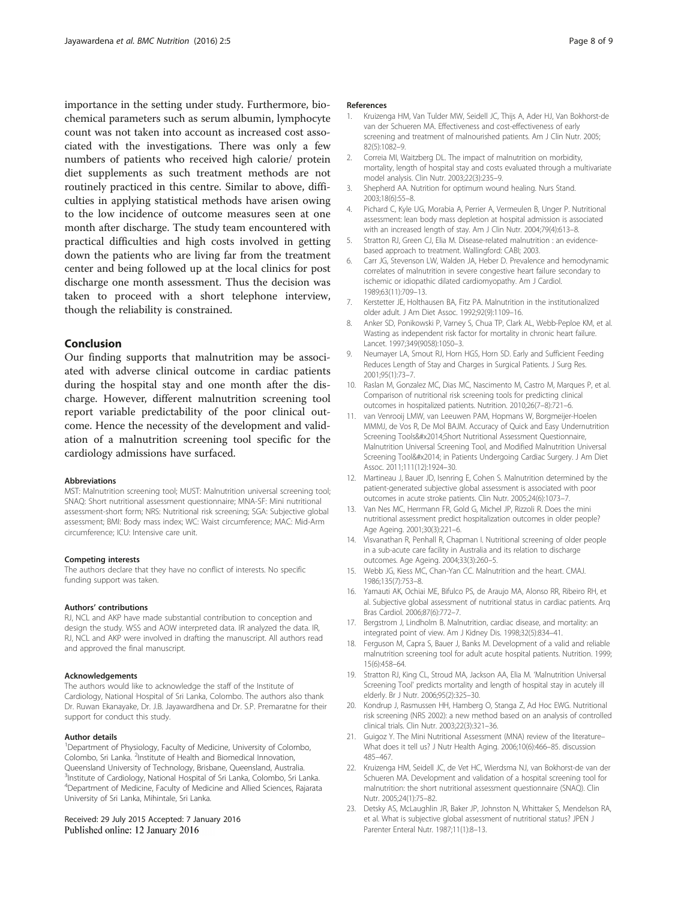importance in the setting under study. Furthermore, biochemical parameters such as serum albumin, lymphocyte count was not taken into account as increased cost associated with the investigations. There was only a few numbers of patients who received high calorie/ protein diet supplements as such treatment methods are not routinely practiced in this centre. Similar to above, difficulties in applying statistical methods have arisen owing to the low incidence of outcome measures seen at one month after discharge. The study team encountered with practical difficulties and high costs involved in getting down the patients who are living far from the treatment center and being followed up at the local clinics for post discharge one month assessment. Thus the decision was taken to proceed with a short telephone interview, though the reliability is constrained.

## Conclusion

Our finding supports that malnutrition may be associated with adverse clinical outcome in cardiac patients during the hospital stay and one month after the discharge. However, different malnutrition screening tool report variable predictability of the poor clinical outcome. Hence the necessity of the development and validation of a malnutrition screening tool specific for the cardiology admissions have surfaced.

#### Abbreviations

MST: Malnutrition screening tool; MUST: Malnutrition universal screening tool; SNAQ: Short nutritional assessment questionnaire; MNA-SF: Mini nutritional assessment-short form; NRS: Nutritional risk screening; SGA: Subjective global assessment; BMI: Body mass index; WC: Waist circumference; MAC: Mid-Arm circumference; ICU: Intensive care unit.

#### Competing interests

The authors declare that they have no conflict of interests. No specific funding support was taken.

#### Authors' contributions

RJ, NCL and AKP have made substantial contribution to conception and design the study. WSS and AOW interpreted data. IR analyzed the data. IR, RJ, NCL and AKP were involved in drafting the manuscript. All authors read and approved the final manuscript.

#### Acknowledgements

The authors would like to acknowledge the staff of the Institute of Cardiology, National Hospital of Sri Lanka, Colombo. The authors also thank Dr. Ruwan Ekanayake, Dr. J.B. Jayawardhena and Dr. S.P. Premaratne for their support for conduct this study.

#### Author details

[1]Department of Physiology, Faculty of Medicine, University of Colombo, Colombo, Sri Lanka. [2]Institute of Health and Biomedical Innovation, Queensland University of Technology, Brisbane, Queensland, Australia. [3]Institute of Cardiology, National Hospital of Sri Lanka, Colombo, Sri Lanka. [4]Department of Medicine, Faculty of Medicine and Allied Sciences, Rajarata University of Sri Lanka, Mihintale, Sri Lanka.

Received: 29 July 2015 Accepted: 7 January 2016
Published online: 12 January 2016

#### References

1. Kruizenga HM, Van Tulder MW, Seidell JC, Thijs A, Ader HJ, Van Bokhorst-de van der Schueren MA. Effectiveness and cost-effectiveness of early screening and treatment of malnourished patients. Am J Clin Nutr. 2005; 82(5):1082–9.
2. Correia MI, Waitzberg DL. The impact of malnutrition on morbidity, mortality, length of hospital stay and costs evaluated through a multivariate model analysis. Clin Nutr. 2003;22(3):235–9.
3. Shepherd AA. Nutrition for optimum wound healing. Nurs Stand. 2003;18(6):55–8.
4. Pichard C, Kyle UG, Morabia A, Perrier A, Vermeulen B, Unger P. Nutritional assessment: lean body mass depletion at hospital admission is associated with an increased length of stay. Am J Clin Nutr. 2004;79(4):613–8.
5. Stratton RJ, Green CJ, Elia M. Disease-related malnutrition : an evidence-based approach to treatment. Wallingford: CABI; 2003.
6. Carr JG, Stevenson LW, Walden JA, Heber D. Prevalence and hemodynamic correlates of malnutrition in severe congestive heart failure secondary to ischemic or idiopathic dilated cardiomyopathy. Am J Cardiol. 1989;63(11):709–13.
7. Kerstetter JE, Holthausen BA, Fitz PA. Malnutrition in the institutionalized older adult. J Am Diet Assoc. 1992;92(9):1109–16.
8. Anker SD, Ponikowski P, Varney S, Chua TP, Clark AL, Webb-Peploe KM, et al. Wasting as independent risk factor for mortality in chronic heart failure. Lancet. 1997;349(9058):1050–3.
9. Neumayer LA, Smout RJ, Horn HGS, Horn SD. Early and Sufficient Feeding Reduces Length of Stay and Charges in Surgical Patients. J Surg Res. 2001;95(1):73–7.
10. Raslan M, Gonzalez MC, Dias MC, Nascimento M, Castro M, Marques P, et al. Comparison of nutritional risk screening tools for predicting clinical outcomes in hospitalized patients. Nutrition. 2010;26(7–8):721–6.
11. van Venrooij LMW, van Leeuwen PAM, Hopmans W, Borgmeijer-Hoelen MMMJ, de Vos R, De Mol BAJM. Accuracy of Quick and Easy Undernutrition Screening Tools&#x2014;Short Nutritional Assessment Questionnaire, Malnutrition Universal Screening Tool, and Modified Malnutrition Universal Screening Tool&#x2014; in Patients Undergoing Cardiac Surgery. J Am Diet Assoc. 2011;111(12):1924–30.
12. Martineau J, Bauer JD, Isenring E, Cohen S. Malnutrition determined by the patient-generated subjective global assessment is associated with poor outcomes in acute stroke patients. Clin Nutr. 2005;24(6):1073–7.
13. Van Nes MC, Herrmann FR, Gold G, Michel JP, Rizzoli R. Does the mini nutritional assessment predict hospitalization outcomes in older people? Age Ageing. 2001;30(3):221–6.
14. Visvanathan R, Penhall R, Chapman I. Nutritional screening of older people in a sub-acute care facility in Australia and its relation to discharge outcomes. Age Ageing. 2004;33(3):260–5.
15. Webb JG, Kiess MC, Chan-Yan CC. Malnutrition and the heart. CMAJ. 1986;135(7):753–8.
16. Yamauti AK, Ochiai ME, Bifulco PS, de Araujo MA, Alonso RR, Ribeiro RH, et al. Subjective global assessment of nutritional status in cardiac patients. Arq Bras Cardiol. 2006;87(6):772–7.
17. Bergstrom J, Lindholm B. Malnutrition, cardiac disease, and mortality: an integrated point of view. Am J Kidney Dis. 1998;32(5):834–41.
18. Ferguson M, Capra S, Bauer J, Banks M. Development of a valid and reliable malnutrition screening tool for adult acute hospital patients. Nutrition. 1999; 15(6):458–64.
19. Stratton RJ, King CL, Stroud MA, Jackson AA, Elia M. 'Malnutrition Universal Screening Tool' predicts mortality and length of hospital stay in acutely ill elderly. Br J Nutr. 2006;95(2):325–30.
20. Kondrup J, Rasmussen HH, Hamberg O, Stanga Z, Ad Hoc EWG. Nutritional risk screening (NRS 2002): a new method based on an analysis of controlled clinical trials. Clin Nutr. 2003;22(3):321–36.
21. Guigoz Y. The Mini Nutritional Assessment (MNA) review of the literature–What does it tell us? J Nutr Health Aging. 2006;10(6):466–85. discussion 485–467.
22. Kruizenga HM, Seidell JC, de Vet HC, Wierdsma NJ, van Bokhorst-de van der Schueren MA. Development and validation of a hospital screening tool for malnutrition: the short nutritional assessment questionnaire (SNAQ). Clin Nutr. 2005;24(1):75–82.
23. Detsky AS, McLaughlin JR, Baker JP, Johnston N, Whittaker S, Mendelson RA, et al. What is subjective global assessment of nutritional status? JPEN J Parenter Enteral Nutr. 1987;11(1):8–13.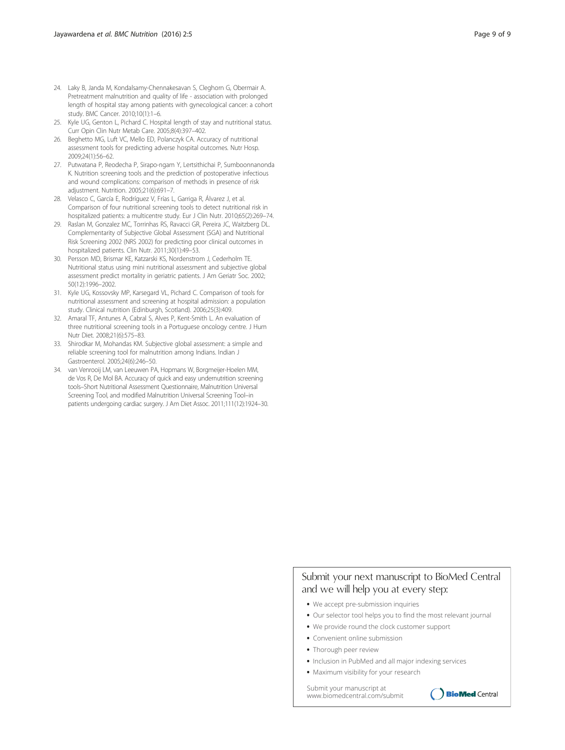24. Laky B, Janda M, Kondalsamy-Chennakesavan S, Cleghorn G, Obermair A. Pretreatment malnutrition and quality of life - association with prolonged length of hospital stay among patients with gynecological cancer: a cohort study. BMC Cancer. 2010;10(1):1–6.
25. Kyle UG, Genton L, Pichard C. Hospital length of stay and nutritional status. Curr Opin Clin Nutr Metab Care. 2005;8(4):397–402.
26. Beghetto MG, Luft VC, Mello ED, Polanczyk CA. Accuracy of nutritional assessment tools for predicting adverse hospital outcomes. Nutr Hosp. 2009;24(1):56–62.
27. Putwatana P, Reodecha P, Sirapo-ngam Y, Lertsithichai P, Sumboonnanonda K. Nutrition screening tools and the prediction of postoperative infectious and wound complications: comparison of methods in presence of risk adjustment. Nutrition. 2005;21(6):691–7.
28. Velasco C, García E, Rodríguez V, Frías L, Garriga R, Álvarez J, et al. Comparison of four nutritional screening tools to detect nutritional risk in hospitalized patients: a multicentre study. Eur J Clin Nutr. 2010;65(2):269–74.
29. Raslan M, Gonzalez MC, Torrinhas RS, Ravacci GR, Pereira JC, Waitzberg DL. Complementarity of Subjective Global Assessment (SGA) and Nutritional Risk Screening 2002 (NRS 2002) for predicting poor clinical outcomes in hospitalized patients. Clin Nutr. 2011;30(1):49–53.
30. Persson MD, Brismar KE, Katzarski KS, Nordenstrom J, Cederholm TE. Nutritional status using mini nutritional assessment and subjective global assessment predict mortality in geriatric patients. J Am Geriatr Soc. 2002; 50(12):1996–2002.
31. Kyle UG, Kossovsky MP, Karsegard VL, Pichard C. Comparison of tools for nutritional assessment and screening at hospital admission: a population study. Clinical nutrition (Edinburgh, Scotland). 2006;25(3):409.
32. Amaral TF, Antunes A, Cabral S, Alves P, Kent-Smith L. An evaluation of three nutritional screening tools in a Portuguese oncology centre. J Hum Nutr Diet. 2008;21(6):575–83.
33. Shirodkar M, Mohandas KM. Subjective global assessment: a simple and reliable screening tool for malnutrition among Indians. Indian J Gastroenterol. 2005;24(6):246–50.
34. van Venrooij LM, van Leeuwen PA, Hopmans W, Borgmeijer-Hoelen MM, de Vos R, De Mol BA. Accuracy of quick and easy undernutrition screening tools–Short Nutritional Assessment Questionnaire, Malnutrition Universal Screening Tool, and modified Malnutrition Universal Screening Tool–in patients undergoing cardiac surgery. J Am Diet Assoc. 2011;111(12):1924–30.

Submit your next manuscript to BioMed Central and we will help you at every step:

- We accept pre-submission inquiries
- Our selector tool helps you to find the most relevant journal
- We provide round the clock customer support
- Convenient online submission
- Thorough peer review
- Inclusion in PubMed and all major indexing services
- Maximum visibility for your research

Submit your manuscript at www.biomedcentral.com/submit

BioMed Central